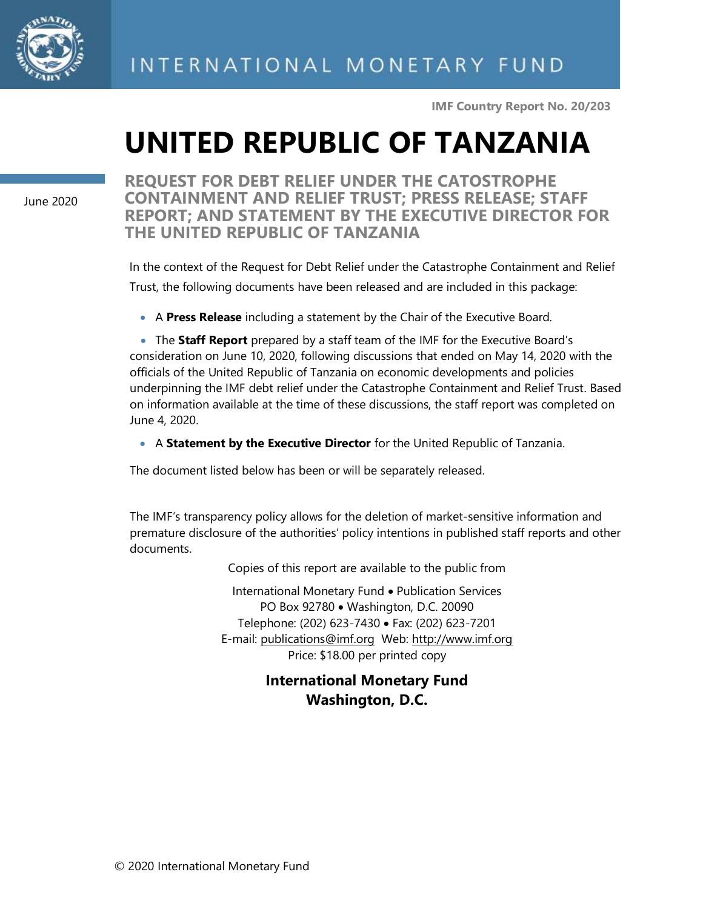INTERNATIONAL MONETARY FUND

**IMF Country Report No. 20/203**

# UNITED REPUBLIC OF TANZANIA

June 2020

## REQUEST FOR DEBT RELIEF UNDER THE CATOSTROPHE CONTAINMENT AND RELIEF TRUST; PRESS RELEASE; STAFF REPORT; AND STATEMENT BY THE EXECUTIVE DIRECTOR FOR THE UNITED REPUBLIC OF TANZANIA

In the context of the Request for Debt Relief under the Catastrophe Containment and Relief Trust, the following documents have been released and are included in this package:

- A **Press Release** including a statement by the Chair of the Executive Board.
- The **Staff Report** prepared by a staff team of the IMF for the Executive Board's consideration on June 10, 2020, following discussions that ended on May 14, 2020 with the officials of the United Republic of Tanzania on economic developments and policies underpinning the IMF debt relief under the Catastrophe Containment and Relief Trust. Based on information available at the time of these discussions, the staff report was completed on June 4, 2020.
- A **Statement by the Executive Director** for the United Republic of Tanzania.

The document listed below has been or will be separately released.

The IMF's transparency policy allows for the deletion of market-sensitive information and premature disclosure of the authorities' policy intentions in published staff reports and other documents.

Copies of this report are available to the public from

International Monetary Fund • Publication Services
PO Box 92780 • Washington, D.C. 20090
Telephone: (202) 623-7430 • Fax: (202) 623-7201
E-mail: publications@imf.org Web: http://www.imf.org
Price: $18.00 per printed copy

**International Monetary Fund**
**Washington, D.C.**

© 2020 International Monetary Fund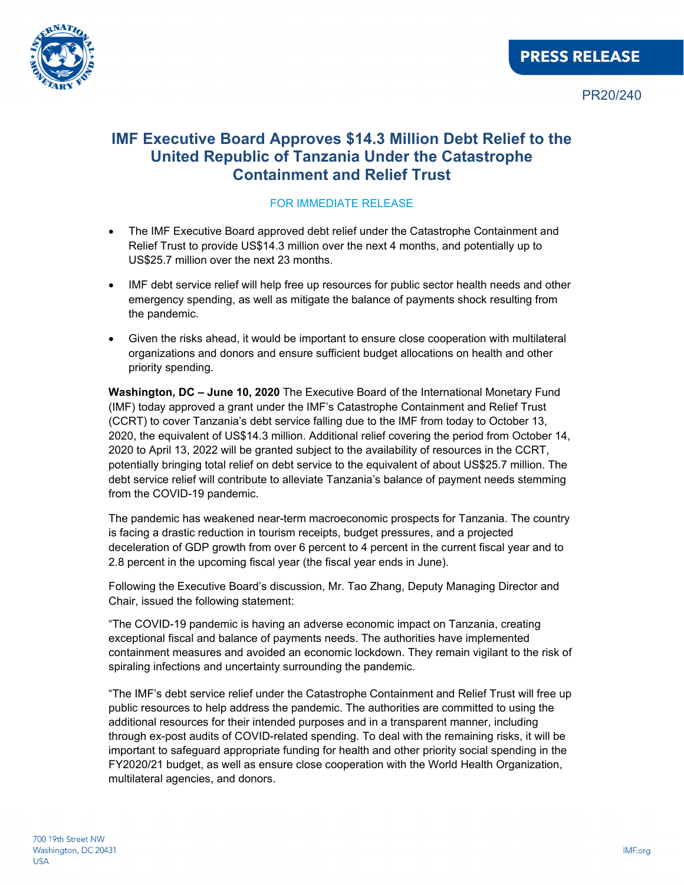PRESS RELEASE

PR20/240

# IMF Executive Board Approves $14.3 Million Debt Relief to the United Republic of Tanzania Under the Catastrophe Containment and Relief Trust

FOR IMMEDIATE RELEASE

- The IMF Executive Board approved debt relief under the Catastrophe Containment and Relief Trust to provide US$14.3 million over the next 4 months, and potentially up to US$25.7 million over the next 23 months.
- IMF debt service relief will help free up resources for public sector health needs and other emergency spending, as well as mitigate the balance of payments shock resulting from the pandemic.
- Given the risks ahead, it would be important to ensure close cooperation with multilateral organizations and donors and ensure sufficient budget allocations on health and other priority spending.

**Washington, DC – June 10, 2020** The Executive Board of the International Monetary Fund (IMF) today approved a grant under the IMF's Catastrophe Containment and Relief Trust (CCRT) to cover Tanzania's debt service falling due to the IMF from today to October 13, 2020, the equivalent of US$14.3 million. Additional relief covering the period from October 14, 2020 to April 13, 2022 will be granted subject to the availability of resources in the CCRT, potentially bringing total relief on debt service to the equivalent of about US$25.7 million. The debt service relief will contribute to alleviate Tanzania's balance of payment needs stemming from the COVID-19 pandemic.

The pandemic has weakened near-term macroeconomic prospects for Tanzania. The country is facing a drastic reduction in tourism receipts, budget pressures, and a projected deceleration of GDP growth from over 6 percent to 4 percent in the current fiscal year and to 2.8 percent in the upcoming fiscal year (the fiscal year ends in June).

Following the Executive Board's discussion, Mr. Tao Zhang, Deputy Managing Director and Chair, issued the following statement:

"The COVID-19 pandemic is having an adverse economic impact on Tanzania, creating exceptional fiscal and balance of payments needs. The authorities have implemented containment measures and avoided an economic lockdown. They remain vigilant to the risk of spiraling infections and uncertainty surrounding the pandemic.

"The IMF's debt service relief under the Catastrophe Containment and Relief Trust will free up public resources to help address the pandemic. The authorities are committed to using the additional resources for their intended purposes and in a transparent manner, including through ex-post audits of COVID-related spending. To deal with the remaining risks, it will be important to safeguard appropriate funding for health and other priority social spending in the FY2020/21 budget, as well as ensure close cooperation with the World Health Organization, multilateral agencies, and donors.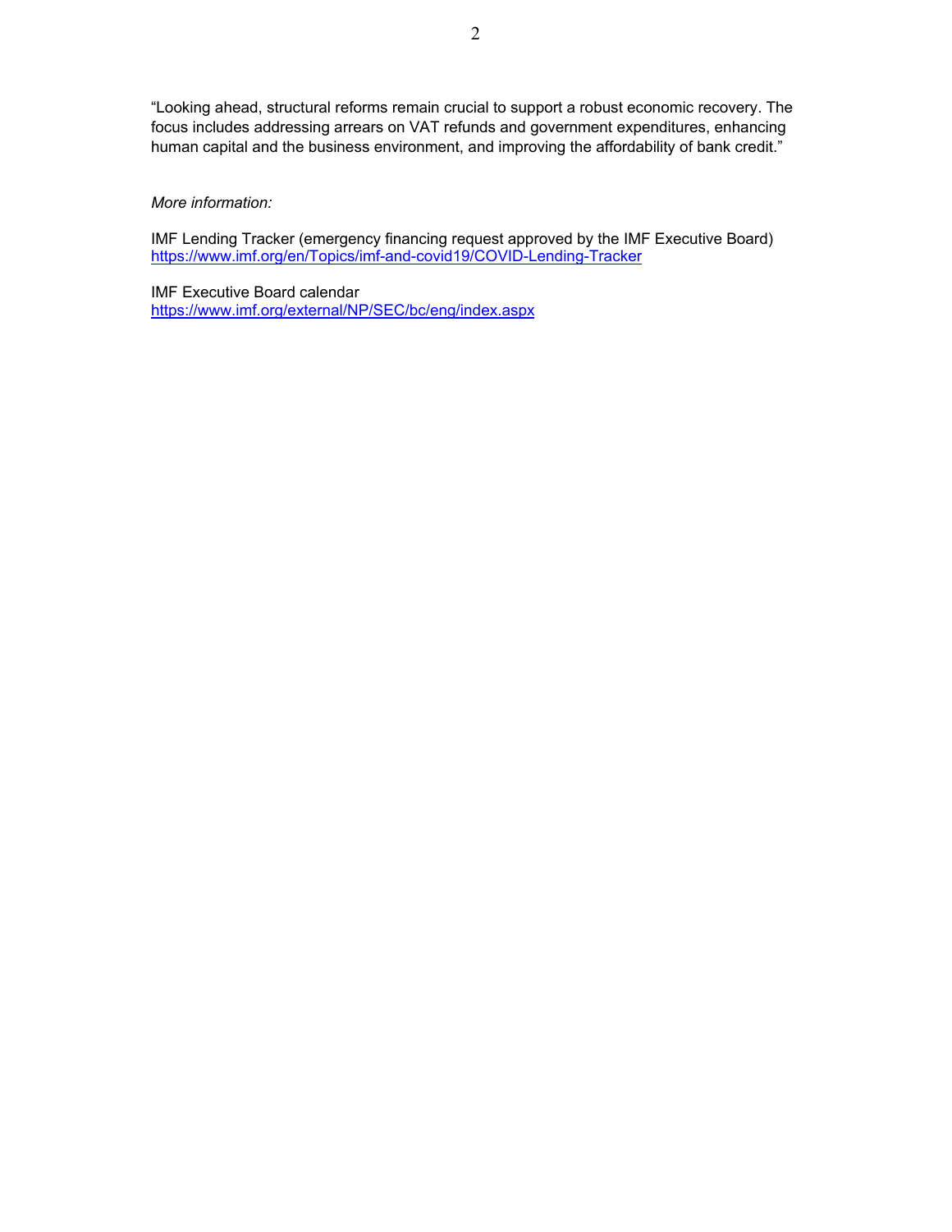"Looking ahead, structural reforms remain crucial to support a robust economic recovery. The focus includes addressing arrears on VAT refunds and government expenditures, enhancing human capital and the business environment, and improving the affordability of bank credit."

*More information:*

IMF Lending Tracker (emergency financing request approved by the IMF Executive Board)
https://www.imf.org/en/Topics/imf-and-covid19/COVID-Lending-Tracker

IMF Executive Board calendar
https://www.imf.org/external/NP/SEC/bc/eng/index.aspx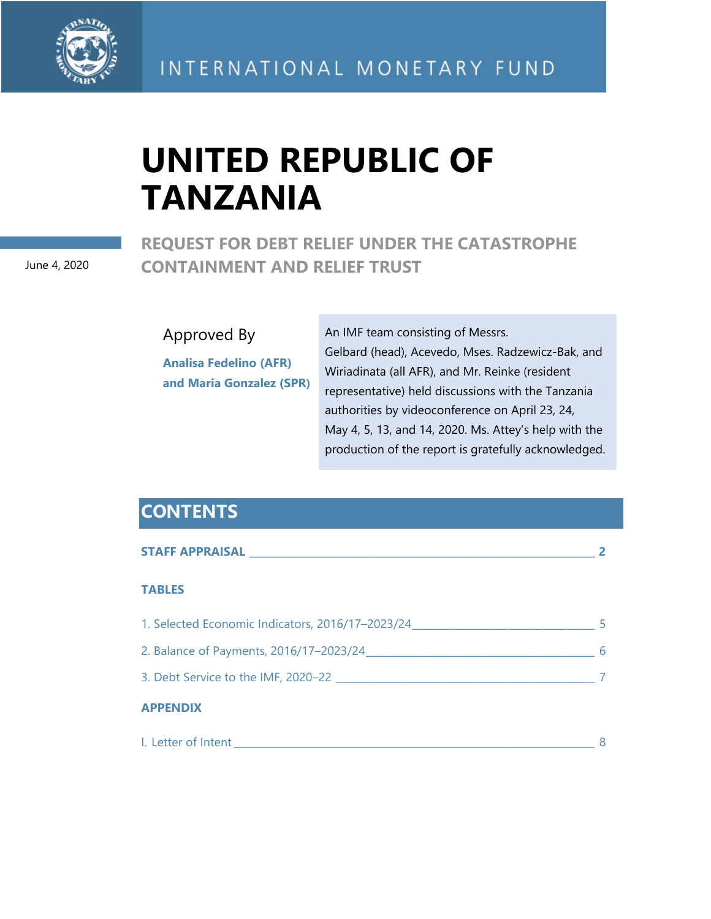INTERNATIONAL MONETARY FUND

# UNITED REPUBLIC OF TANZANIA

## REQUEST FOR DEBT RELIEF UNDER THE CATASTROPHE CONTAINMENT AND RELIEF TRUST

June 4, 2020

Approved By

**Analisa Fedelino (AFR) and Maria Gonzalez (SPR)**

An IMF team consisting of Messrs. Gelbard (head), Acevedo, Mses. Radzewicz-Bak, and Wiriadinata (all AFR), and Mr. Reinke (resident representative) held discussions with the Tanzania authorities by videoconference on April 23, 24, May 4, 5, 13, and 14, 2020. Ms. Attey's help with the production of the report is gratefully acknowledged.

## CONTENTS

**STAFF APPRAISAL** ____ **2**

**TABLES**

1. Selected Economic Indicators, 2016/17–2023/24 ____ 5
2. Balance of Payments, 2016/17–2023/24 ____ 6
3. Debt Service to the IMF, 2020–22 ____ 7

**APPENDIX**

I. Letter of Intent ____ 8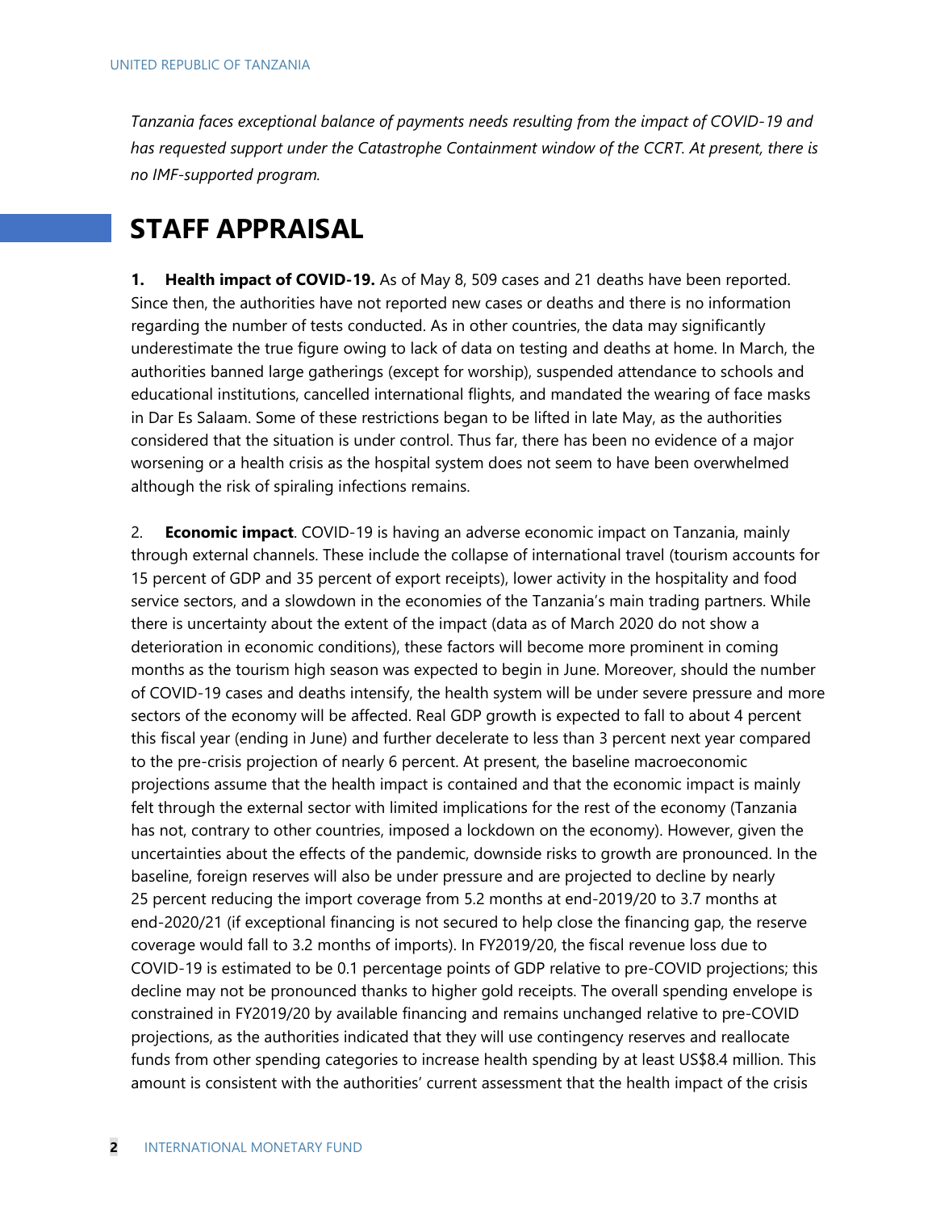*Tanzania faces exceptional balance of payments needs resulting from the impact of COVID-19 and has requested support under the Catastrophe Containment window of the CCRT. At present, there is no IMF-supported program.*

# STAFF APPRAISAL

**1. Health impact of COVID-19.** As of May 8, 509 cases and 21 deaths have been reported. Since then, the authorities have not reported new cases or deaths and there is no information regarding the number of tests conducted. As in other countries, the data may significantly underestimate the true figure owing to lack of data on testing and deaths at home. In March, the authorities banned large gatherings (except for worship), suspended attendance to schools and educational institutions, cancelled international flights, and mandated the wearing of face masks in Dar Es Salaam. Some of these restrictions began to be lifted in late May, as the authorities considered that the situation is under control. Thus far, there has been no evidence of a major worsening or a health crisis as the hospital system does not seem to have been overwhelmed although the risk of spiraling infections remains.

2. **Economic impact**. COVID-19 is having an adverse economic impact on Tanzania, mainly through external channels. These include the collapse of international travel (tourism accounts for 15 percent of GDP and 35 percent of export receipts), lower activity in the hospitality and food service sectors, and a slowdown in the economies of the Tanzania's main trading partners. While there is uncertainty about the extent of the impact (data as of March 2020 do not show a deterioration in economic conditions), these factors will become more prominent in coming months as the tourism high season was expected to begin in June. Moreover, should the number of COVID-19 cases and deaths intensify, the health system will be under severe pressure and more sectors of the economy will be affected. Real GDP growth is expected to fall to about 4 percent this fiscal year (ending in June) and further decelerate to less than 3 percent next year compared to the pre-crisis projection of nearly 6 percent. At present, the baseline macroeconomic projections assume that the health impact is contained and that the economic impact is mainly felt through the external sector with limited implications for the rest of the economy (Tanzania has not, contrary to other countries, imposed a lockdown on the economy). However, given the uncertainties about the effects of the pandemic, downside risks to growth are pronounced. In the baseline, foreign reserves will also be under pressure and are projected to decline by nearly 25 percent reducing the import coverage from 5.2 months at end-2019/20 to 3.7 months at end-2020/21 (if exceptional financing is not secured to help close the financing gap, the reserve coverage would fall to 3.2 months of imports). In FY2019/20, the fiscal revenue loss due to COVID-19 is estimated to be 0.1 percentage points of GDP relative to pre-COVID projections; this decline may not be pronounced thanks to higher gold receipts. The overall spending envelope is constrained in FY2019/20 by available financing and remains unchanged relative to pre-COVID projections, as the authorities indicated that they will use contingency reserves and reallocate funds from other spending categories to increase health spending by at least US$8.4 million. This amount is consistent with the authorities' current assessment that the health impact of the crisis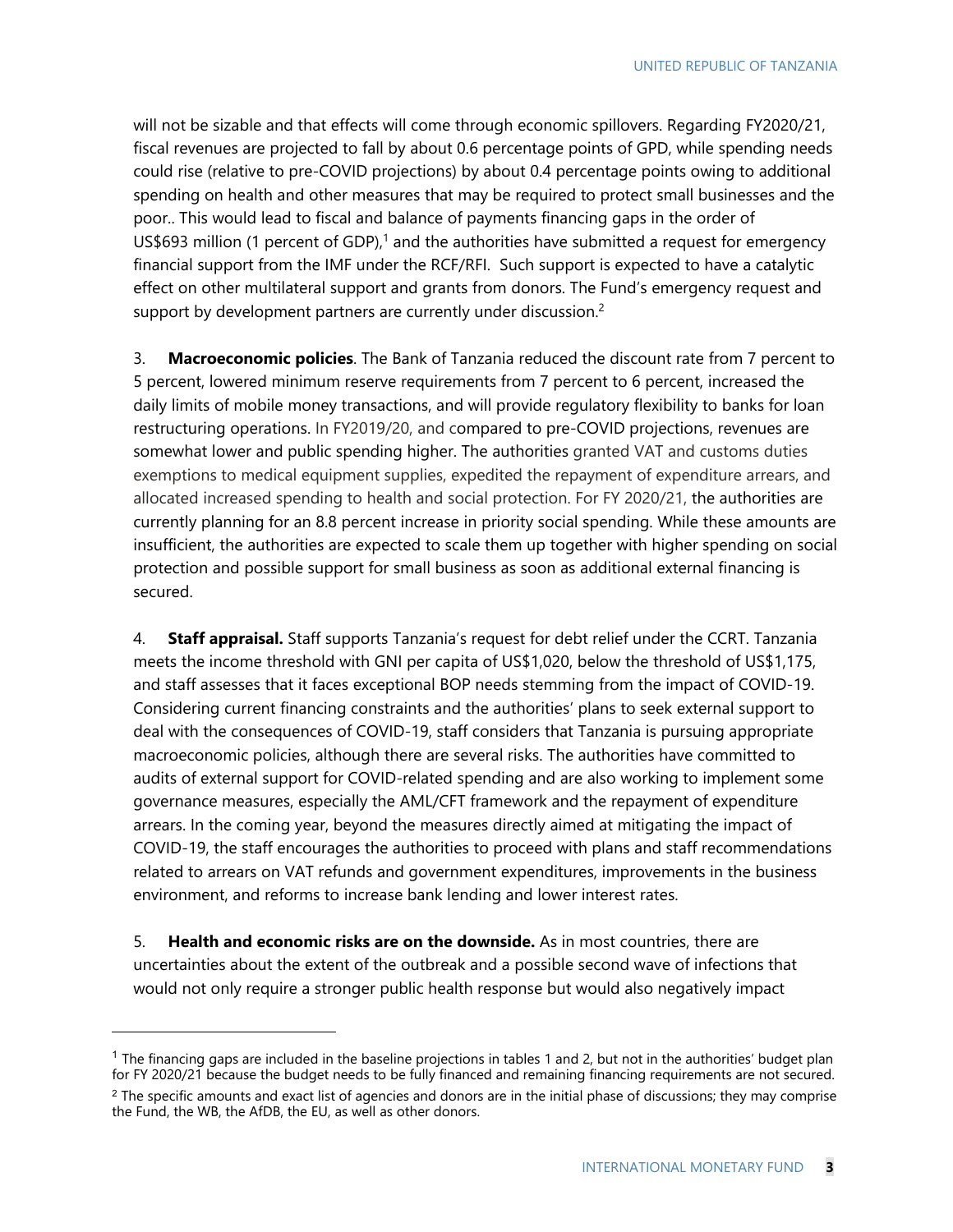will not be sizable and that effects will come through economic spillovers. Regarding FY2020/21, fiscal revenues are projected to fall by about 0.6 percentage points of GPD, while spending needs could rise (relative to pre-COVID projections) by about 0.4 percentage points owing to additional spending on health and other measures that may be required to protect small businesses and the poor.. This would lead to fiscal and balance of payments financing gaps in the order of US$693 million (1 percent of GDP),[1] and the authorities have submitted a request for emergency financial support from the IMF under the RCF/RFI. Such support is expected to have a catalytic effect on other multilateral support and grants from donors. The Fund's emergency request and support by development partners are currently under discussion.[2]

3. **Macroeconomic policies**. The Bank of Tanzania reduced the discount rate from 7 percent to 5 percent, lowered minimum reserve requirements from 7 percent to 6 percent, increased the daily limits of mobile money transactions, and will provide regulatory flexibility to banks for loan restructuring operations. In FY2019/20, and compared to pre-COVID projections, revenues are somewhat lower and public spending higher. The authorities granted VAT and customs duties exemptions to medical equipment supplies, expedited the repayment of expenditure arrears, and allocated increased spending to health and social protection. For FY 2020/21, the authorities are currently planning for an 8.8 percent increase in priority social spending. While these amounts are insufficient, the authorities are expected to scale them up together with higher spending on social protection and possible support for small business as soon as additional external financing is secured.

4. **Staff appraisal.** Staff supports Tanzania's request for debt relief under the CCRT. Tanzania meets the income threshold with GNI per capita of US$1,020, below the threshold of US$1,175, and staff assesses that it faces exceptional BOP needs stemming from the impact of COVID-19. Considering current financing constraints and the authorities' plans to seek external support to deal with the consequences of COVID-19, staff considers that Tanzania is pursuing appropriate macroeconomic policies, although there are several risks. The authorities have committed to audits of external support for COVID-related spending and are also working to implement some governance measures, especially the AML/CFT framework and the repayment of expenditure arrears. In the coming year, beyond the measures directly aimed at mitigating the impact of COVID-19, the staff encourages the authorities to proceed with plans and staff recommendations related to arrears on VAT refunds and government expenditures, improvements in the business environment, and reforms to increase bank lending and lower interest rates.

5. **Health and economic risks are on the downside.** As in most countries, there are uncertainties about the extent of the outbreak and a possible second wave of infections that would not only require a stronger public health response but would also negatively impact

---

[1] The financing gaps are included in the baseline projections in tables 1 and 2, but not in the authorities' budget plan for FY 2020/21 because the budget needs to be fully financed and remaining financing requirements are not secured.

[2] The specific amounts and exact list of agencies and donors are in the initial phase of discussions; they may comprise the Fund, the WB, the AfDB, the EU, as well as other donors.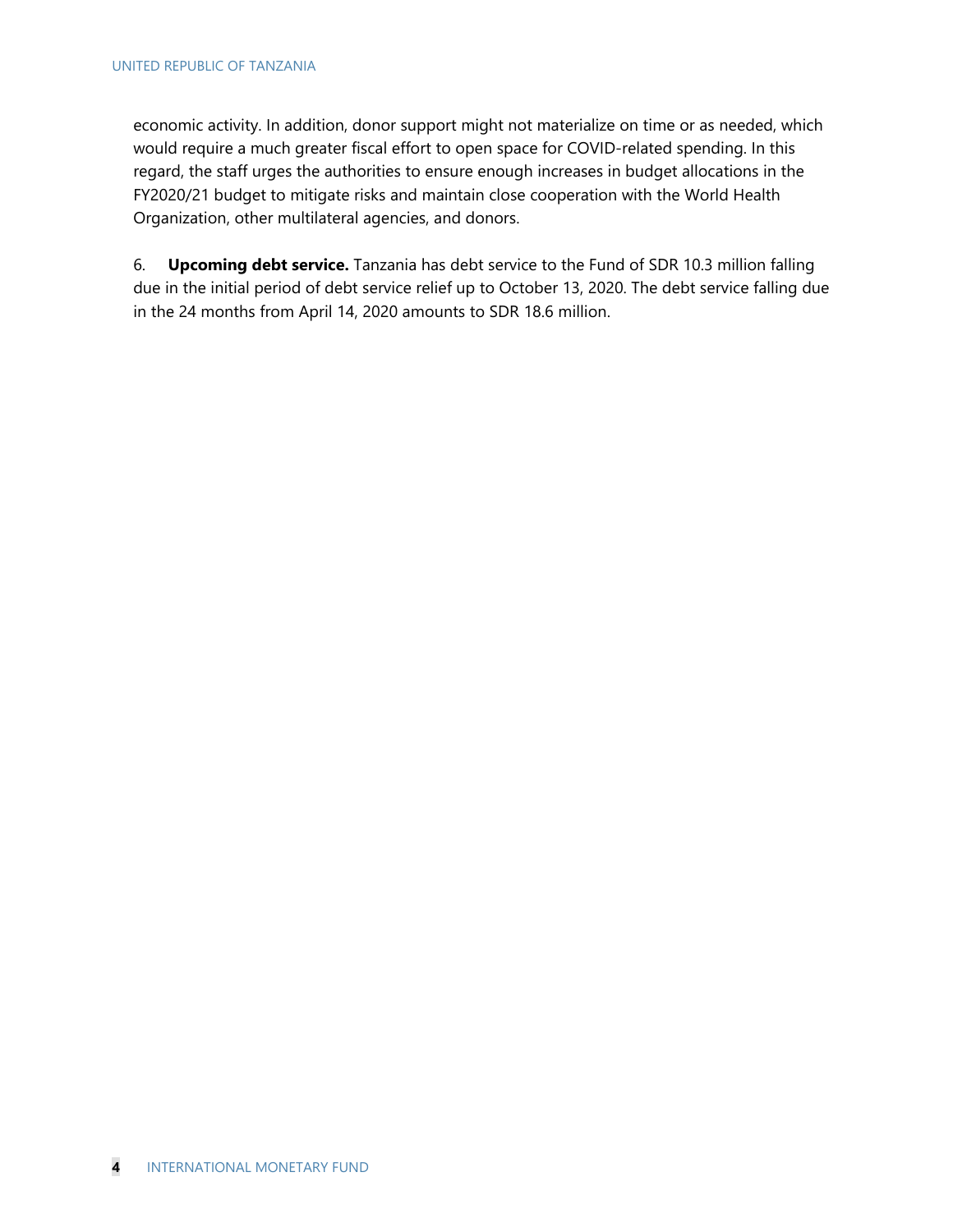economic activity. In addition, donor support might not materialize on time or as needed, which would require a much greater fiscal effort to open space for COVID-related spending. In this regard, the staff urges the authorities to ensure enough increases in budget allocations in the FY2020/21 budget to mitigate risks and maintain close cooperation with the World Health Organization, other multilateral agencies, and donors.

6. **Upcoming debt service.** Tanzania has debt service to the Fund of SDR 10.3 million falling due in the initial period of debt service relief up to October 13, 2020. The debt service falling due in the 24 months from April 14, 2020 amounts to SDR 18.6 million.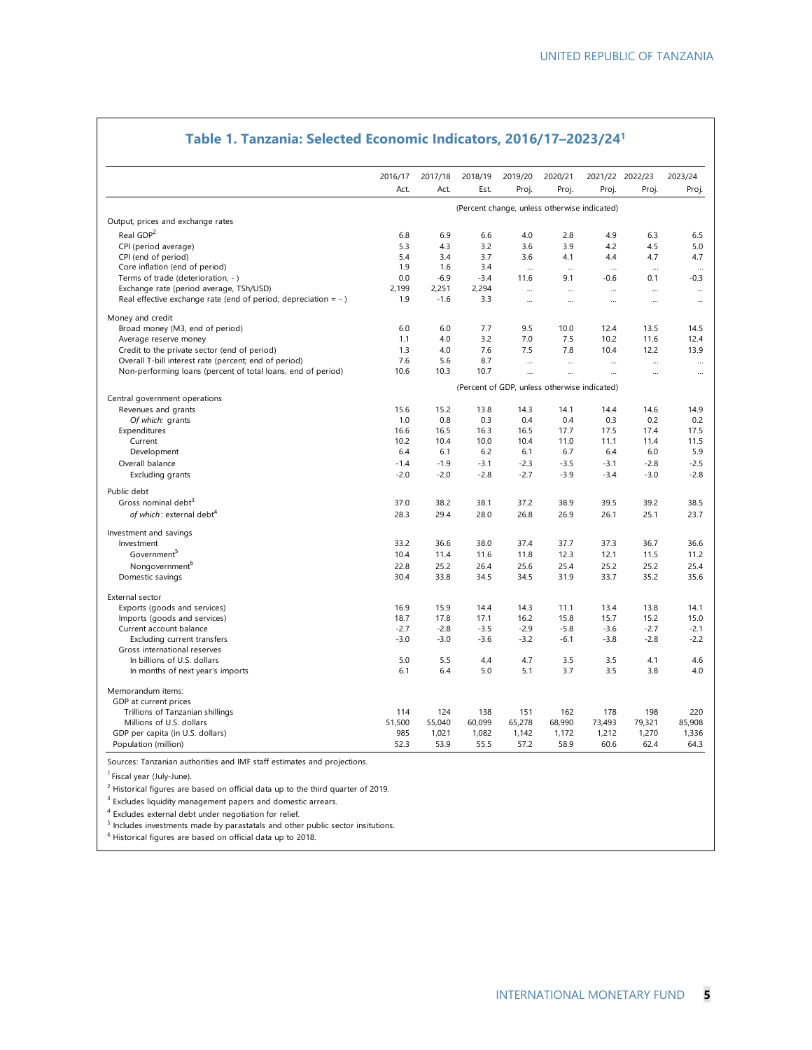## Table 1. Tanzania: Selected Economic Indicators, 2016/17–2023/24[1]

| | 2016/17 Act. | 2017/18 Act. | 2018/19 Est. | 2019/20 Proj. | 2020/21 Proj. | 2021/22 Proj. | 2022/23 Proj. | 2023/24 Proj. |
|---|---|---|---|---|---|---|---|---|
| | (Percent change, unless otherwise indicated) | | | | | | | |
| **Output, prices and exchange rates** | | | | | | | | |
| Real GDP[2] | 6.8 | 6.9 | 6.6 | 4.0 | 2.8 | 4.9 | 6.3 | 6.5 |
| CPI (period average) | 5.3 | 4.3 | 3.2 | 3.6 | 3.9 | 4.2 | 4.5 | 5.0 |
| CPI (end of period) | 5.4 | 3.4 | 3.7 | 3.6 | 4.1 | 4.4 | 4.7 | 4.7 |
| Core inflation (end of period) | 1.9 | 1.6 | 3.4 | ... | ... | ... | ... | ... |
| Terms of trade (deterioration, - ) | 0.0 | -6.9 | -3.4 | 11.6 | 9.1 | -0.6 | 0.1 | -0.3 |
| Exchange rate (period average, TSh/USD) | 2,199 | 2,251 | 2,294 | ... | ... | ... | ... | ... |
| Real effective exchange rate (end of period; depreciation = - ) | 1.9 | -1.6 | 3.3 | ... | ... | ... | ... | ... |
| **Money and credit** | | | | | | | | |
| Broad money (M3, end of period) | 6.0 | 6.0 | 7.7 | 9.5 | 10.0 | 12.4 | 13.5 | 14.5 |
| Average reserve money | 1.1 | 4.0 | 3.2 | 7.0 | 7.5 | 10.2 | 11.6 | 12.4 |
| Credit to the private sector (end of period) | 1.3 | 4.0 | 7.6 | 7.5 | 7.8 | 10.4 | 12.2 | 13.9 |
| Overall T-bill interest rate (percent; end of period) | 7.6 | 5.6 | 8.7 | ... | ... | ... | ... | ... |
| Non-performing loans (percent of total loans, end of period) | 10.6 | 10.3 | 10.7 | ... | ... | ... | ... | ... |
| | (Percent of GDP, unless otherwise indicated) | | | | | | | |
| **Central government operations** | | | | | | | | |
| Revenues and grants | 15.6 | 15.2 | 13.8 | 14.3 | 14.1 | 14.4 | 14.6 | 14.9 |
| *Of which:* grants | 1.0 | 0.8 | 0.3 | 0.4 | 0.4 | 0.3 | 0.2 | 0.2 |
| Expenditures | 16.6 | 16.5 | 16.3 | 16.5 | 17.7 | 17.5 | 17.4 | 17.5 |
| Current | 10.2 | 10.4 | 10.0 | 10.4 | 11.0 | 11.1 | 11.4 | 11.5 |
| Development | 6.4 | 6.1 | 6.2 | 6.1 | 6.7 | 6.4 | 6.0 | 5.9 |
| Overall balance | -1.4 | -1.9 | -3.1 | -2.3 | -3.5 | -3.1 | -2.8 | -2.5 |
| Excluding grants | -2.0 | -2.0 | -2.8 | -2.7 | -3.9 | -3.4 | -3.0 | -2.8 |
| **Public debt** | | | | | | | | |
| Gross nominal debt[3] | 37.0 | 38.2 | 38.1 | 37.2 | 38.9 | 39.5 | 39.2 | 38.5 |
| *of which*: external debt[4] | 28.3 | 29.4 | 28.0 | 26.8 | 26.9 | 26.1 | 25.1 | 23.7 |
| **Investment and savings** | | | | | | | | |
| Investment | 33.2 | 36.6 | 38.0 | 37.4 | 37.7 | 37.3 | 36.7 | 36.6 |
| Government[5] | 10.4 | 11.4 | 11.6 | 11.8 | 12.3 | 12.1 | 11.5 | 11.2 |
| Nongovernment[6] | 22.8 | 25.2 | 26.4 | 25.6 | 25.4 | 25.2 | 25.2 | 25.4 |
| Domestic savings | 30.4 | 33.8 | 34.5 | 34.5 | 31.9 | 33.7 | 35.2 | 35.6 |
| **External sector** | | | | | | | | |
| Exports (goods and services) | 16.9 | 15.9 | 14.4 | 14.3 | 11.1 | 13.4 | 13.8 | 14.1 |
| Imports (goods and services) | 18.7 | 17.8 | 17.1 | 16.2 | 15.8 | 15.7 | 15.2 | 15.0 |
| Current account balance | -2.7 | -2.8 | -3.5 | -2.9 | -5.8 | -3.6 | -2.7 | -2.1 |
| Excluding current transfers | -3.0 | -3.0 | -3.6 | -3.2 | -6.1 | -3.8 | -2.8 | -2.2 |
| Gross international reserves | | | | | | | | |
| In billions of U.S. dollars | 5.0 | 5.5 | 4.4 | 4.7 | 3.5 | 3.5 | 4.1 | 4.6 |
| In months of next year's imports | 6.1 | 6.4 | 5.0 | 5.1 | 3.7 | 3.5 | 3.8 | 4.0 |
| **Memorandum items:** | | | | | | | | |
| GDP at current prices | | | | | | | | |
| Trillions of Tanzanian shillings | 114 | 124 | 138 | 151 | 162 | 178 | 198 | 220 |
| Millions of U.S. dollars | 51,500 | 55,040 | 60,099 | 65,278 | 68,990 | 73,493 | 79,321 | 85,908 |
| GDP per capita (in U.S. dollars) | 985 | 1,021 | 1,082 | 1,142 | 1,172 | 1,212 | 1,270 | 1,336 |
| Population (million) | 52.3 | 53.9 | 55.5 | 57.2 | 58.9 | 60.6 | 62.4 | 64.3 |

Sources: Tanzanian authorities and IMF staff estimates and projections.

[1] Fiscal year (July-June).

[2] Historical figures are based on official data up to the third quarter of 2019.

[3] Excludes liquidity management papers and domestic arrears.

[4] Excludes external debt under negotiation for relief.

[5] Includes investments made by parastatals and other public sector insitutions.

[6] Historical figures are based on official data up to 2018.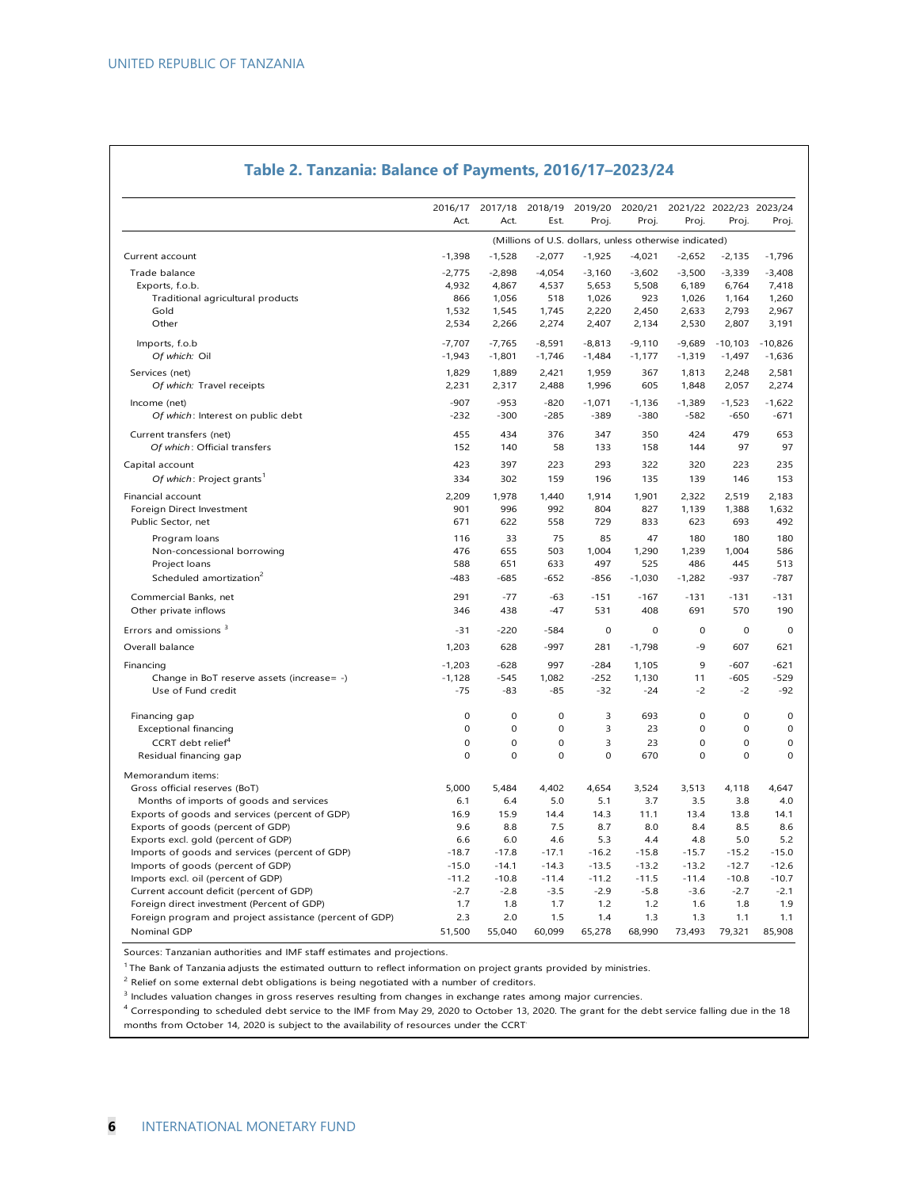## Table 2. Tanzania: Balance of Payments, 2016/17–2023/24

| | 2016/17 Act. | 2017/18 Act. | 2018/19 Est. | 2019/20 Proj. | 2020/21 Proj. | 2021/22 Proj. | 2022/23 Proj. | 2023/24 Proj. |
|---|---|---|---|---|---|---|---|---|
| | (Millions of U.S. dollars, unless otherwise indicated) | | | | | | | |
| Current account | -1,398 | -1,528 | -2,077 | -1,925 | -4,021 | -2,652 | -2,135 | -1,796 |
| Trade balance | -2,775 | -2,898 | -4,054 | -3,160 | -3,602 | -3,500 | -3,339 | -3,408 |
| Exports, f.o.b. | 4,932 | 4,867 | 4,537 | 5,653 | 5,508 | 6,189 | 6,764 | 7,418 |
| Traditional agricultural products | 866 | 1,056 | 518 | 1,026 | 923 | 1,026 | 1,164 | 1,260 |
| Gold | 1,532 | 1,545 | 1,745 | 2,220 | 2,450 | 2,633 | 2,793 | 2,967 |
| Other | 2,534 | 2,266 | 2,274 | 2,407 | 2,134 | 2,530 | 2,807 | 3,191 |
| Imports, f.o.b | -7,707 | -7,765 | -8,591 | -8,813 | -9,110 | -9,689 | -10,103 | -10,826 |
| *Of which:* Oil | -1,943 | -1,801 | -1,746 | -1,484 | -1,177 | -1,319 | -1,497 | -1,636 |
| Services (net) | 1,829 | 1,889 | 2,421 | 1,959 | 367 | 1,813 | 2,248 | 2,581 |
| *Of which:* Travel receipts | 2,231 | 2,317 | 2,488 | 1,996 | 605 | 1,848 | 2,057 | 2,274 |
| Income (net) | -907 | -953 | -820 | -1,071 | -1,136 | -1,389 | -1,523 | -1,622 |
| *Of which*: Interest on public debt | -232 | -300 | -285 | -389 | -380 | -582 | -650 | -671 |
| Current transfers (net) | 455 | 434 | 376 | 347 | 350 | 424 | 479 | 653 |
| *Of which*: Official transfers | 152 | 140 | 58 | 133 | 158 | 144 | 97 | 97 |
| Capital account | 423 | 397 | 223 | 293 | 322 | 320 | 223 | 235 |
| *Of which*: Project grants[1] | 334 | 302 | 159 | 196 | 135 | 139 | 146 | 153 |
| Financial account | 2,209 | 1,978 | 1,440 | 1,914 | 1,901 | 2,322 | 2,519 | 2,183 |
| Foreign Direct Investment | 901 | 996 | 992 | 804 | 827 | 1,139 | 1,388 | 1,632 |
| Public Sector, net | 671 | 622 | 558 | 729 | 833 | 623 | 693 | 492 |
| Program loans | 116 | 33 | 75 | 85 | 47 | 180 | 180 | 180 |
| Non-concessional borrowing | 476 | 655 | 503 | 1,004 | 1,290 | 1,239 | 1,004 | 586 |
| Project loans | 588 | 651 | 633 | 497 | 525 | 486 | 445 | 513 |
| Scheduled amortization[2] | -483 | -685 | -652 | -856 | -1,030 | -1,282 | -937 | -787 |
| Commercial Banks, net | 291 | -77 | -63 | -151 | -167 | -131 | -131 | -131 |
| Other private inflows | 346 | 438 | -47 | 531 | 408 | 691 | 570 | 190 |
| Errors and omissions[3] | -31 | -220 | -584 | 0 | 0 | 0 | 0 | 0 |
| Overall balance | 1,203 | 628 | -997 | 281 | -1,798 | -9 | 607 | 621 |
| Financing | -1,203 | -628 | 997 | -284 | 1,105 | 9 | -607 | -621 |
| Change in BoT reserve assets (increase= -) | -1,128 | -545 | 1,082 | -252 | 1,130 | 11 | -605 | -529 |
| Use of Fund credit | -75 | -83 | -85 | -32 | -24 | -2 | -2 | -92 |
| Financing gap | 0 | 0 | 0 | 3 | 693 | 0 | 0 | 0 |
| Exceptional financing | 0 | 0 | 0 | 3 | 23 | 0 | 0 | 0 |
| CCRT debt relief[4] | 0 | 0 | 0 | 3 | 23 | 0 | 0 | 0 |
| Residual financing gap | 0 | 0 | 0 | 0 | 670 | 0 | 0 | 0 |
| Memorandum items: | | | | | | | | |
| Gross official reserves (BoT) | 5,000 | 5,484 | 4,402 | 4,654 | 3,524 | 3,513 | 4,118 | 4,647 |
| Months of imports of goods and services | 6.1 | 6.4 | 5.0 | 5.1 | 3.7 | 3.5 | 3.8 | 4.0 |
| Exports of goods and services (percent of GDP) | 16.9 | 15.9 | 14.4 | 14.3 | 11.1 | 13.4 | 13.8 | 14.1 |
| Exports of goods (percent of GDP) | 9.6 | 8.8 | 7.5 | 8.7 | 8.0 | 8.4 | 8.5 | 8.6 |
| Exports excl. gold (percent of GDP) | 6.6 | 6.0 | 4.6 | 5.3 | 4.4 | 4.8 | 5.0 | 5.2 |
| Imports of goods and services (percent of GDP) | -18.7 | -17.8 | -17.1 | -16.2 | -15.8 | -15.7 | -15.2 | -15.0 |
| Imports of goods (percent of GDP) | -15.0 | -14.1 | -14.3 | -13.5 | -13.2 | -13.2 | -12.7 | -12.6 |
| Imports excl. oil (percent of GDP) | -11.2 | -10.8 | -11.4 | -11.2 | -11.5 | -11.4 | -10.8 | -10.7 |
| Current account deficit (percent of GDP) | -2.7 | -2.8 | -3.5 | -2.9 | -5.8 | -3.6 | -2.7 | -2.1 |
| Foreign direct investment (Percent of GDP) | 1.7 | 1.8 | 1.7 | 1.2 | 1.2 | 1.6 | 1.8 | 1.9 |
| Foreign program and project assistance (percent of GDP) | 2.3 | 2.0 | 1.5 | 1.4 | 1.3 | 1.3 | 1.1 | 1.1 |
| Nominal GDP | 51,500 | 55,040 | 60,099 | 65,278 | 68,990 | 73,493 | 79,321 | 85,908 |

Sources: Tanzanian authorities and IMF staff estimates and projections.

[1] The Bank of Tanzania adjusts the estimated outturn to reflect information on project grants provided by ministries.

[2] Relief on some external debt obligations is being negotiated with a number of creditors.

[3] Includes valuation changes in gross reserves resulting from changes in exchange rates among major currencies.

[4] Corresponding to scheduled debt service to the IMF from May 29, 2020 to October 13, 2020. The grant for the debt service falling due in the 18 months from October 14, 2020 is subject to the availability of resources under the CCRT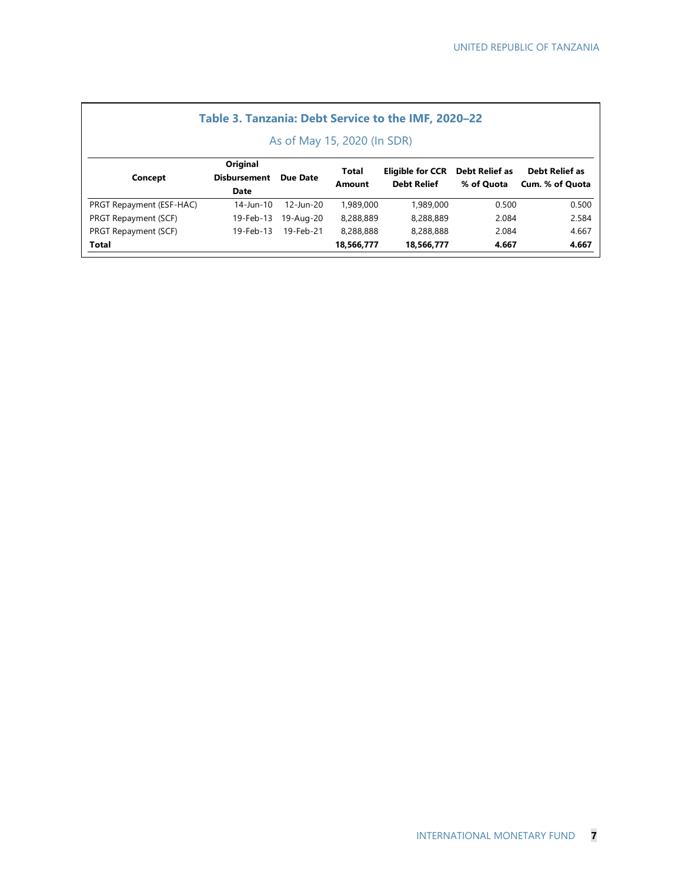**Table 3. Tanzania: Debt Service to the IMF, 2020–22**

As of May 15, 2020 (In SDR)

| Concept | Original Disbursement Date | Due Date | Total Amount | Eligible for CCR Debt Relief | Debt Relief as % of Quota | Debt Relief as Cum. % of Quota |
|---|---|---|---|---|---|---|
| PRGT Repayment (ESF-HAC) | 14-Jun-10 | 12-Jun-20 | 1,989,000 | 1,989,000 | 0.500 | 0.500 |
| PRGT Repayment (SCF) | 19-Feb-13 | 19-Aug-20 | 8,288,889 | 8,288,889 | 2.084 | 2.584 |
| PRGT Repayment (SCF) | 19-Feb-13 | 19-Feb-21 | 8,288,888 | 8,288,888 | 2.084 | 4.667 |
| **Total** | | | **18,566,777** | **18,566,777** | **4.667** | **4.667** |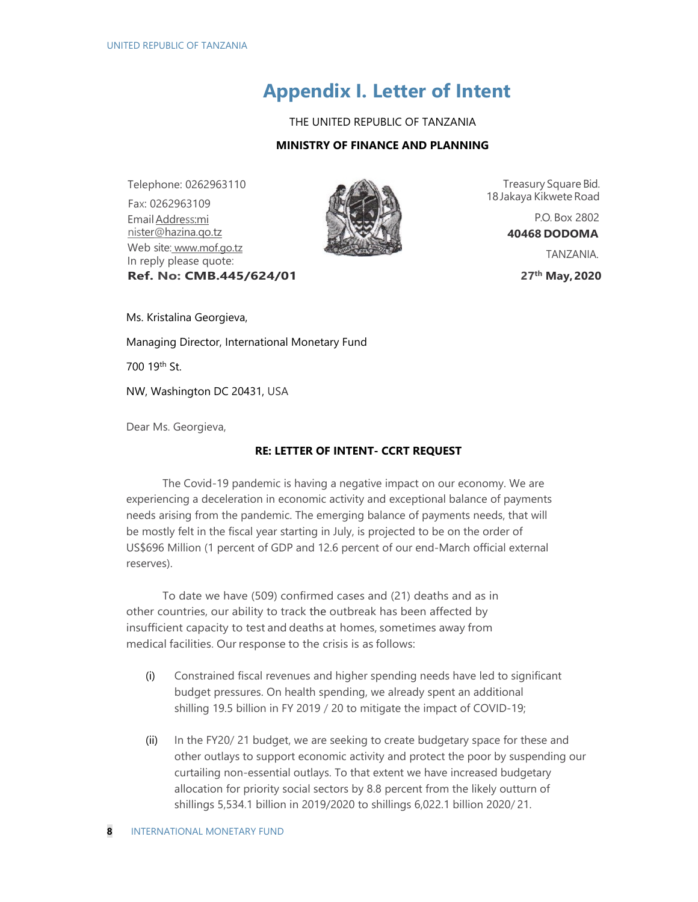# Appendix I. Letter of Intent

THE UNITED REPUBLIC OF TANZANIA

**MINISTRY OF FINANCE AND PLANNING**

Telephone: 0262963110
Fax: 0262963109
Email Address:minister@hazina.go.tz
Web site: www.mof.go.tz
In reply please quote:
**Ref. No: CMB.445/624/01**

Treasury Square Bid.
18 Jakaya Kikwete Road
P.O. Box 2802
**40468 DODOMA**
TANZANIA.
**27th May, 2020**

Ms. Kristalina Georgieva,

Managing Director, International Monetary Fund

700 19th St.

NW, Washington DC 20431, USA

Dear Ms. Georgieva,

**RE: LETTER OF INTENT- CCRT REQUEST**

The Covid-19 pandemic is having a negative impact on our economy. We are experiencing a deceleration in economic activity and exceptional balance of payments needs arising from the pandemic. The emerging balance of payments needs, that will be mostly felt in the fiscal year starting in July, is projected to be on the order of US$696 Million (1 percent of GDP and 12.6 percent of our end-March official external reserves).

To date we have (509) confirmed cases and (21) deaths and as in other countries, our ability to track the outbreak has been affected by insufficient capacity to test and deaths at homes, sometimes away from medical facilities. Our response to the crisis is as follows:

(i) Constrained fiscal revenues and higher spending needs have led to significant budget pressures. On health spending, we already spent an additional shilling 19.5 billion in FY 2019 / 20 to mitigate the impact of COVID-19;

(ii) In the FY20/ 21 budget, we are seeking to create budgetary space for these and other outlays to support economic activity and protect the poor by suspending our curtailing non-essential outlays. To that extent we have increased budgetary allocation for priority social sectors by 8.8 percent from the likely outturn of shillings 5,534.1 billion in 2019/2020 to shillings 6,022.1 billion 2020/ 21.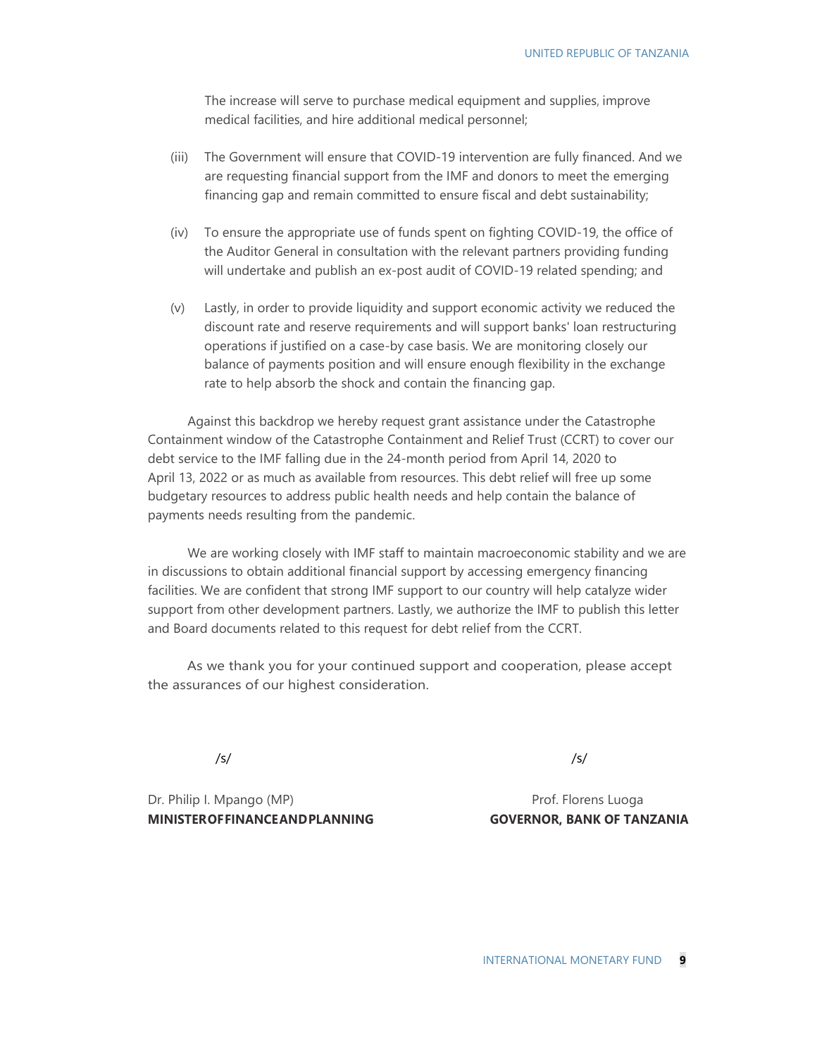The increase will serve to purchase medical equipment and supplies, improve medical facilities, and hire additional medical personnel;

(iii) The Government will ensure that COVID-19 intervention are fully financed. And we are requesting financial support from the IMF and donors to meet the emerging financing gap and remain committed to ensure fiscal and debt sustainability;

(iv) To ensure the appropriate use of funds spent on fighting COVID-19, the office of the Auditor General in consultation with the relevant partners providing funding will undertake and publish an ex-post audit of COVID-19 related spending; and

(v) Lastly, in order to provide liquidity and support economic activity we reduced the discount rate and reserve requirements and will support banks' loan restructuring operations if justified on a case-by case basis. We are monitoring closely our balance of payments position and will ensure enough flexibility in the exchange rate to help absorb the shock and contain the financing gap.

Against this backdrop we hereby request grant assistance under the Catastrophe Containment window of the Catastrophe Containment and Relief Trust (CCRT) to cover our debt service to the IMF falling due in the 24-month period from April 14, 2020 to April 13, 2022 or as much as available from resources. This debt relief will free up some budgetary resources to address public health needs and help contain the balance of payments needs resulting from the pandemic.

We are working closely with IMF staff to maintain macroeconomic stability and we are in discussions to obtain additional financial support by accessing emergency financing facilities. We are confident that strong IMF support to our country will help catalyze wider support from other development partners. Lastly, we authorize the IMF to publish this letter and Board documents related to this request for debt relief from the CCRT.

As we thank you for your continued support and cooperation, please accept the assurances of our highest consideration.

| /s/ | /s/ |
|---|---|
| Dr. Philip I. Mpango (MP) | Prof. Florens Luoga |
| **MINISTER OF FINANCE AND PLANNING** | **GOVERNOR, BANK OF TANZANIA** |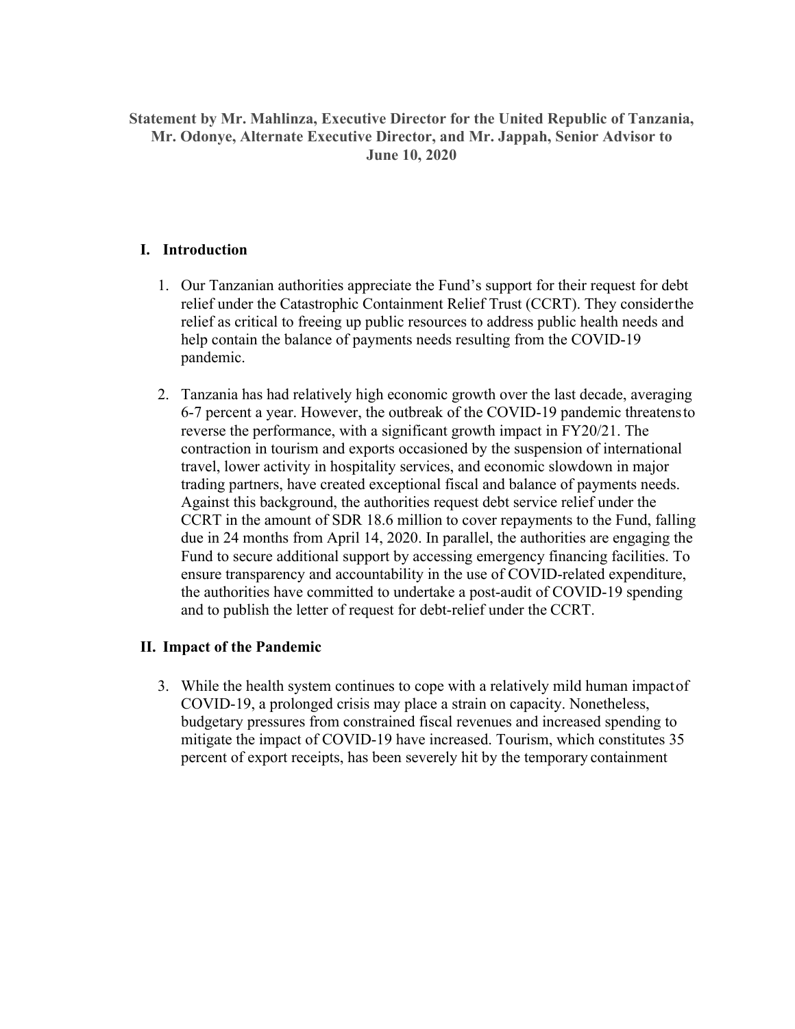**Statement by Mr. Mahlinza, Executive Director for the United Republic of Tanzania, Mr. Odonye, Alternate Executive Director, and Mr. Jappah, Senior Advisor to June 10, 2020**

## I. Introduction

1. Our Tanzanian authorities appreciate the Fund's support for their request for debt relief under the Catastrophic Containment Relief Trust (CCRT). They consider the relief as critical to freeing up public resources to address public health needs and help contain the balance of payments needs resulting from the COVID-19 pandemic.

2. Tanzania has had relatively high economic growth over the last decade, averaging 6-7 percent a year. However, the outbreak of the COVID-19 pandemic threatens to reverse the performance, with a significant growth impact in FY20/21. The contraction in tourism and exports occasioned by the suspension of international travel, lower activity in hospitality services, and economic slowdown in major trading partners, have created exceptional fiscal and balance of payments needs. Against this background, the authorities request debt service relief under the CCRT in the amount of SDR 18.6 million to cover repayments to the Fund, falling due in 24 months from April 14, 2020. In parallel, the authorities are engaging the Fund to secure additional support by accessing emergency financing facilities. To ensure transparency and accountability in the use of COVID-related expenditure, the authorities have committed to undertake a post-audit of COVID-19 spending and to publish the letter of request for debt-relief under the CCRT.

## II. Impact of the Pandemic

3. While the health system continues to cope with a relatively mild human impact of COVID-19, a prolonged crisis may place a strain on capacity. Nonetheless, budgetary pressures from constrained fiscal revenues and increased spending to mitigate the impact of COVID-19 have increased. Tourism, which constitutes 35 percent of export receipts, has been severely hit by the temporary containment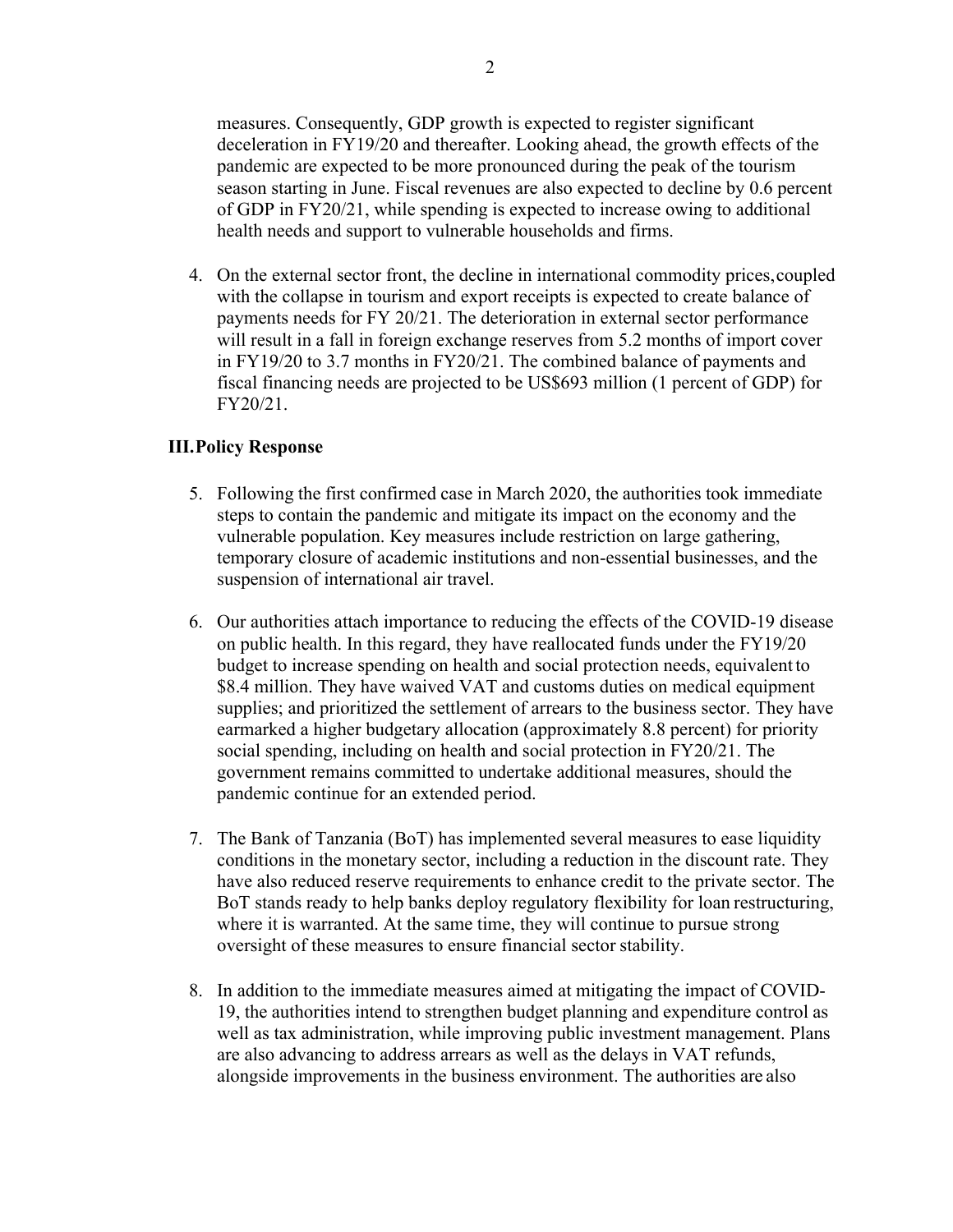measures. Consequently, GDP growth is expected to register significant deceleration in FY19/20 and thereafter. Looking ahead, the growth effects of the pandemic are expected to be more pronounced during the peak of the tourism season starting in June. Fiscal revenues are also expected to decline by 0.6 percent of GDP in FY20/21, while spending is expected to increase owing to additional health needs and support to vulnerable households and firms.

4. On the external sector front, the decline in international commodity prices, coupled with the collapse in tourism and export receipts is expected to create balance of payments needs for FY 20/21. The deterioration in external sector performance will result in a fall in foreign exchange reserves from 5.2 months of import cover in FY19/20 to 3.7 months in FY20/21. The combined balance of payments and fiscal financing needs are projected to be US$693 million (1 percent of GDP) for FY20/21.

## III. Policy Response

5. Following the first confirmed case in March 2020, the authorities took immediate steps to contain the pandemic and mitigate its impact on the economy and the vulnerable population. Key measures include restriction on large gathering, temporary closure of academic institutions and non-essential businesses, and the suspension of international air travel.

6. Our authorities attach importance to reducing the effects of the COVID-19 disease on public health. In this regard, they have reallocated funds under the FY19/20 budget to increase spending on health and social protection needs, equivalent to $8.4 million. They have waived VAT and customs duties on medical equipment supplies; and prioritized the settlement of arrears to the business sector. They have earmarked a higher budgetary allocation (approximately 8.8 percent) for priority social spending, including on health and social protection in FY20/21. The government remains committed to undertake additional measures, should the pandemic continue for an extended period.

7. The Bank of Tanzania (BoT) has implemented several measures to ease liquidity conditions in the monetary sector, including a reduction in the discount rate. They have also reduced reserve requirements to enhance credit to the private sector. The BoT stands ready to help banks deploy regulatory flexibility for loan restructuring, where it is warranted. At the same time, they will continue to pursue strong oversight of these measures to ensure financial sector stability.

8. In addition to the immediate measures aimed at mitigating the impact of COVID-19, the authorities intend to strengthen budget planning and expenditure control as well as tax administration, while improving public investment management. Plans are also advancing to address arrears as well as the delays in VAT refunds, alongside improvements in the business environment. The authorities are also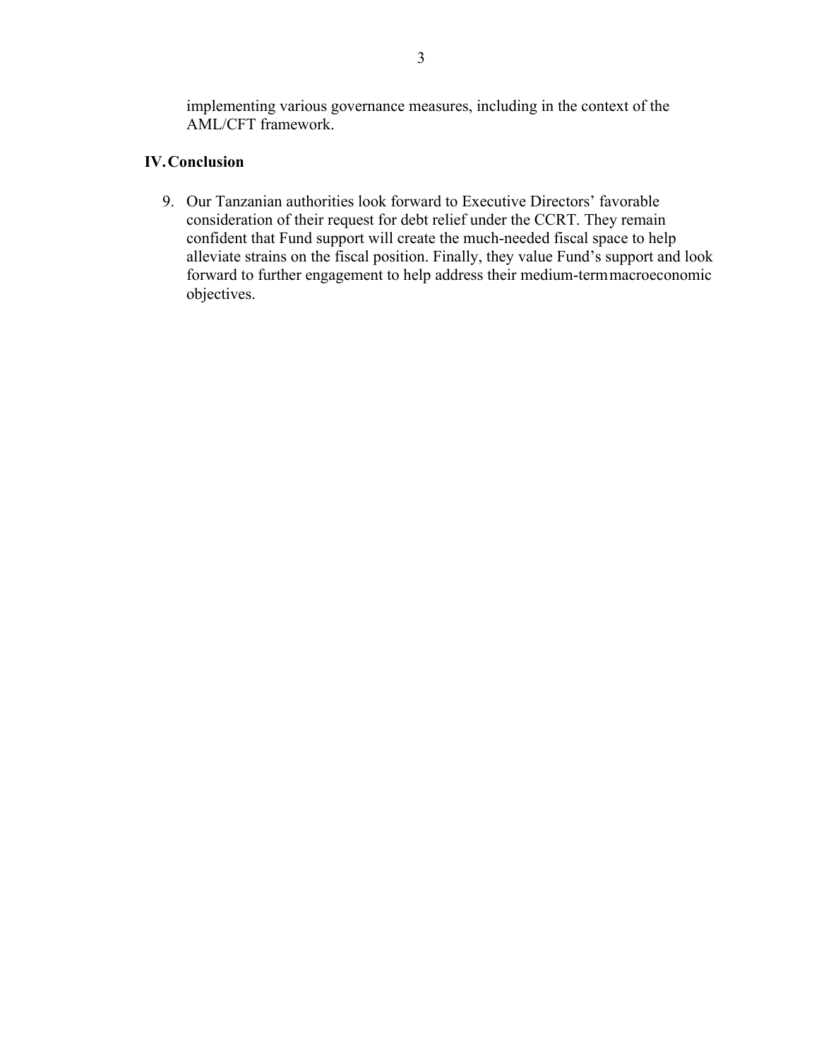implementing various governance measures, including in the context of the AML/CFT framework.

## IV. Conclusion

9. Our Tanzanian authorities look forward to Executive Directors' favorable consideration of their request for debt relief under the CCRT. They remain confident that Fund support will create the much-needed fiscal space to help alleviate strains on the fiscal position. Finally, they value Fund's support and look forward to further engagement to help address their medium-term macroeconomic objectives.